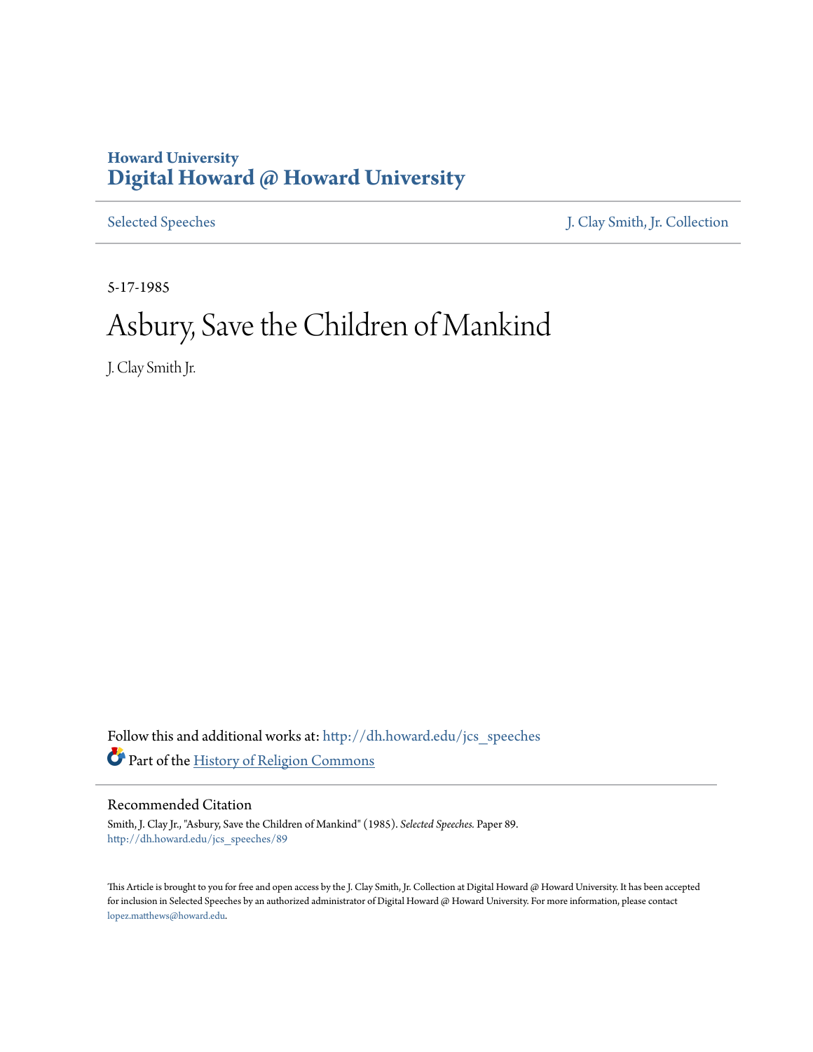Howard University
# Digital Howard @ Howard University

Selected Speeches | J. Clay Smith, Jr. Collection

5-17-1985

# Asbury, Save the Children of Mankind

J. Clay Smith Jr.

Follow this and additional works at: http://dh.howard.edu/jcs_speeches

Part of the History of Religion Commons

## Recommended Citation

Smith, J. Clay Jr., "Asbury, Save the Children of Mankind" (1985). *Selected Speeches.* Paper 89.
http://dh.howard.edu/jcs_speeches/89

This Article is brought to you for free and open access by the J. Clay Smith, Jr. Collection at Digital Howard @ Howard University. It has been accepted for inclusion in Selected Speeches by an authorized administrator of Digital Howard @ Howard University. For more information, please contact lopez.matthews@howard.edu.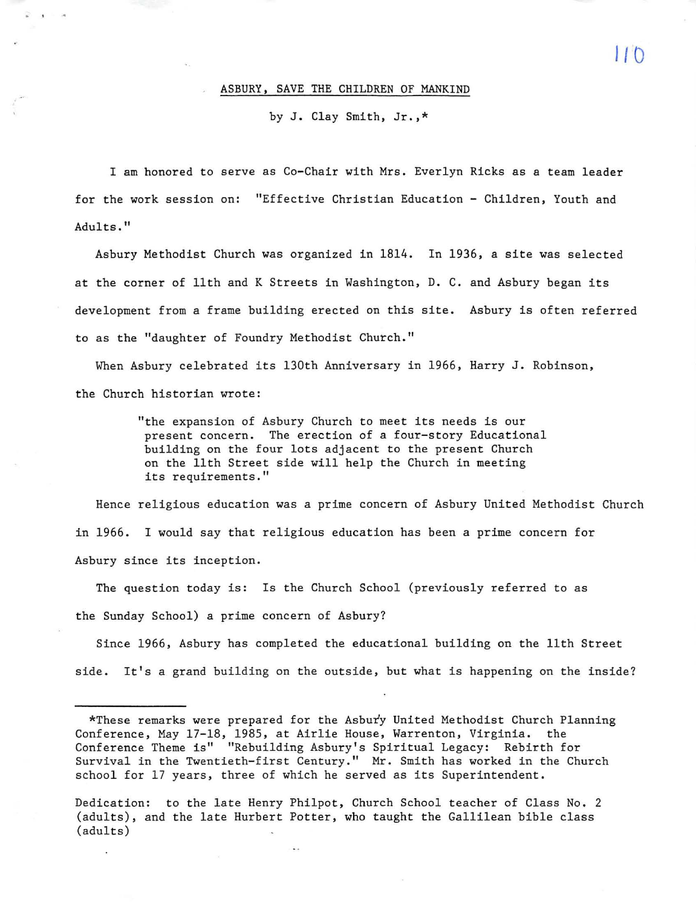# ASBURY, SAVE THE CHILDREN OF MANKIND

by J. Clay Smith, Jr.,*

I am honored to serve as Co-Chair with Mrs. Everlyn Ricks as a team leader for the work session on: "Effective Christian Education - Children, Youth and Adults."

Asbury Methodist Church was organized in 1814. In 1936, a site was selected at the corner of 11th and K Streets in Washington, D. C. and Asbury began its development from a frame building erected on this site. Asbury is often referred to as the "daughter of Foundry Methodist Church."

When Asbury celebrated its 130th Anniversary in 1966, Harry J. Robinson, the Church historian wrote:

> "the expansion of Asbury Church to meet its needs is our present concern. The erection of a four-story Educational building on the four lots adjacent to the present Church on the 11th Street side will help the Church in meeting its requirements."

Hence religious education was a prime concern of Asbury United Methodist Church in 1966. I would say that religious education has been a prime concern for Asbury since its inception.

The question today is: Is the Church School (previously referred to as the Sunday School) a prime concern of Asbury?

Since 1966, Asbury has completed the educational building on the 11th Street side. It's a grand building on the outside, but what is happening on the inside?

---

*These remarks were prepared for the Asbury United Methodist Church Planning Conference, May 17-18, 1985, at Airlie House, Warrenton, Virginia. the Conference Theme is" "Rebuilding Asbury's Spiritual Legacy: Rebirth for Survival in the Twentieth-first Century." Mr. Smith has worked in the Church school for 17 years, three of which he served as its Superintendent.

Dedication: to the late Henry Philpot, Church School teacher of Class No. 2 (adults), and the late Hurbert Potter, who taught the Gallilean bible class (adults)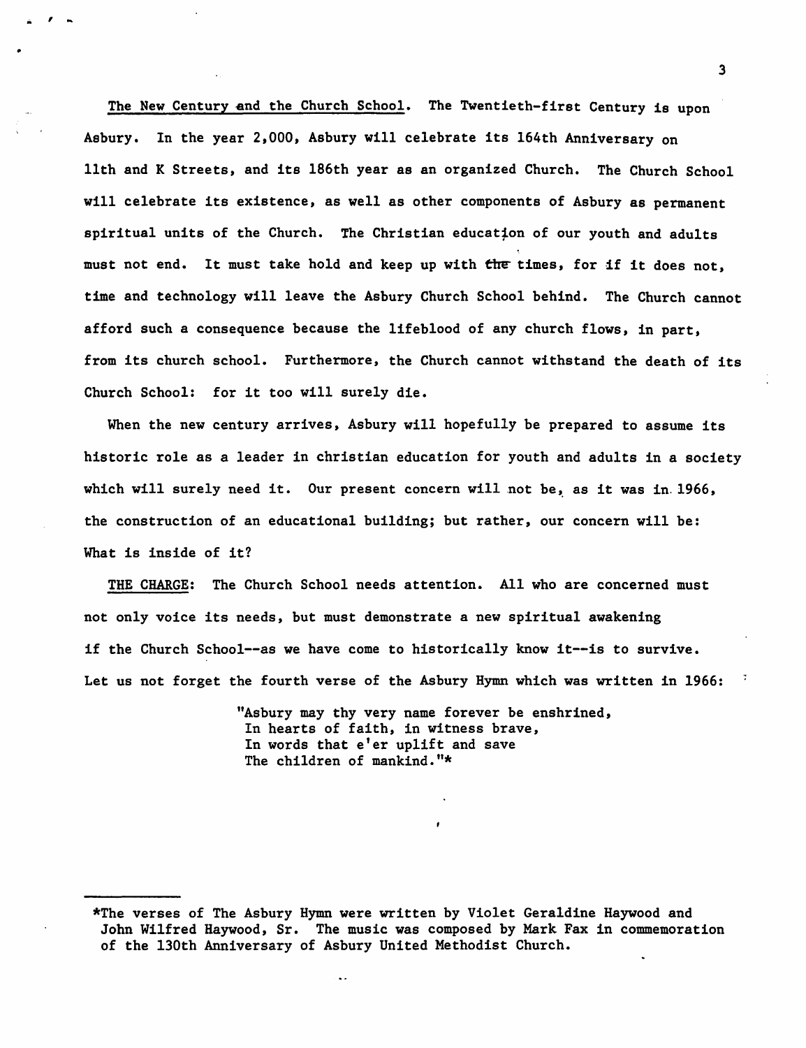The New Century and the Church School. The Twentieth-first Century is upon Asbury. In the year 2,000, Asbury will celebrate its 164th Anniversary on 11th and K Streets, and its 186th year as an organized Church. The Church School will celebrate its existence, as well as other components of Asbury as permanent spiritual units of the Church. The Christian education of our youth and adults must not end. It must take hold and keep up with the times, for if it does not, time and technology will leave the Asbury Church School behind. The Church cannot afford such a consequence because the lifeblood of any church flows, in part, from its church school. Furthermore, the Church cannot withstand the death of its Church School: for it too will surely die.

When the new century arrives, Asbury will hopefully be prepared to assume its historic role as a leader in christian education for youth and adults in a society which will surely need it. Our present concern will not be, as it was in 1966, the construction of an educational building; but rather, our concern will be: What is inside of it?

THE CHARGE: The Church School needs attention. All who are concerned must not only voice its needs, but must demonstrate a new spiritual awakening if the Church School--as we have come to historically know it--is to survive. Let us not forget the fourth verse of the Asbury Hymn which was written in 1966:

> "Asbury may thy very name forever be enshrined,
> In hearts of faith, in witness brave,
> In words that e'er uplift and save
> The children of mankind."*

---

*The verses of The Asbury Hymn were written by Violet Geraldine Haywood and John Wilfred Haywood, Sr. The music was composed by Mark Fax in commemoration of the 130th Anniversary of Asbury United Methodist Church.